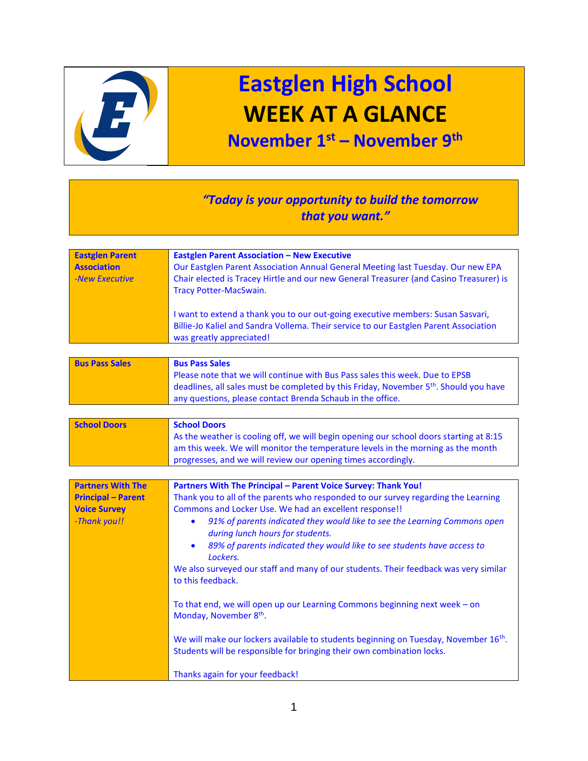# Eastglen High School

## WEEK AT A GLANCE

### November 1st – November 9th

*"Today is your opportunity to build the tomorrow that you want."*

| | |
|---|---|
| **Eastglen Parent Association** *-New Executive* | **Eastglen Parent Association – New Executive** Our Eastglen Parent Association Annual General Meeting last Tuesday. Our new EPA Chair elected is Tracey Hirtle and our new General Treasurer (and Casino Treasurer) is Tracy Potter-MacSwain. <br><br> I want to extend a thank you to our out-going executive members: Susan Sasvari, Billie-Jo Kaliel and Sandra Vollema. Their service to our Eastglen Parent Association was greatly appreciated! |

| | |
|---|---|
| **Bus Pass Sales** | **Bus Pass Sales** Please note that we will continue with Bus Pass sales this week. Due to EPSB deadlines, all sales must be completed by this Friday, November 5th. Should you have any questions, please contact Brenda Schaub in the office. |

| | |
|---|---|
| **School Doors** | **School Doors** As the weather is cooling off, we will begin opening our school doors starting at 8:15 am this week. We will monitor the temperature levels in the morning as the month progresses, and we will review our opening times accordingly. |

| | |
|---|---|
| **Partners With The Principal – Parent Voice Survey** *-Thank you!!* | **Partners With The Principal – Parent Voice Survey: Thank You!** Thank you to all of the parents who responded to our survey regarding the Learning Commons and Locker Use. We had an excellent response!! <br>• *91% of parents indicated they would like to see the Learning Commons open during lunch hours for students.* <br>• *89% of parents indicated they would like to see students have access to Lockers.* <br>We also surveyed our staff and many of our students. Their feedback was very similar to this feedback. <br><br> To that end, we will open up our Learning Commons beginning next week – on Monday, November 8th. <br><br> We will make our lockers available to students beginning on Tuesday, November 16th. Students will be responsible for bringing their own combination locks. <br><br> Thanks again for your feedback! |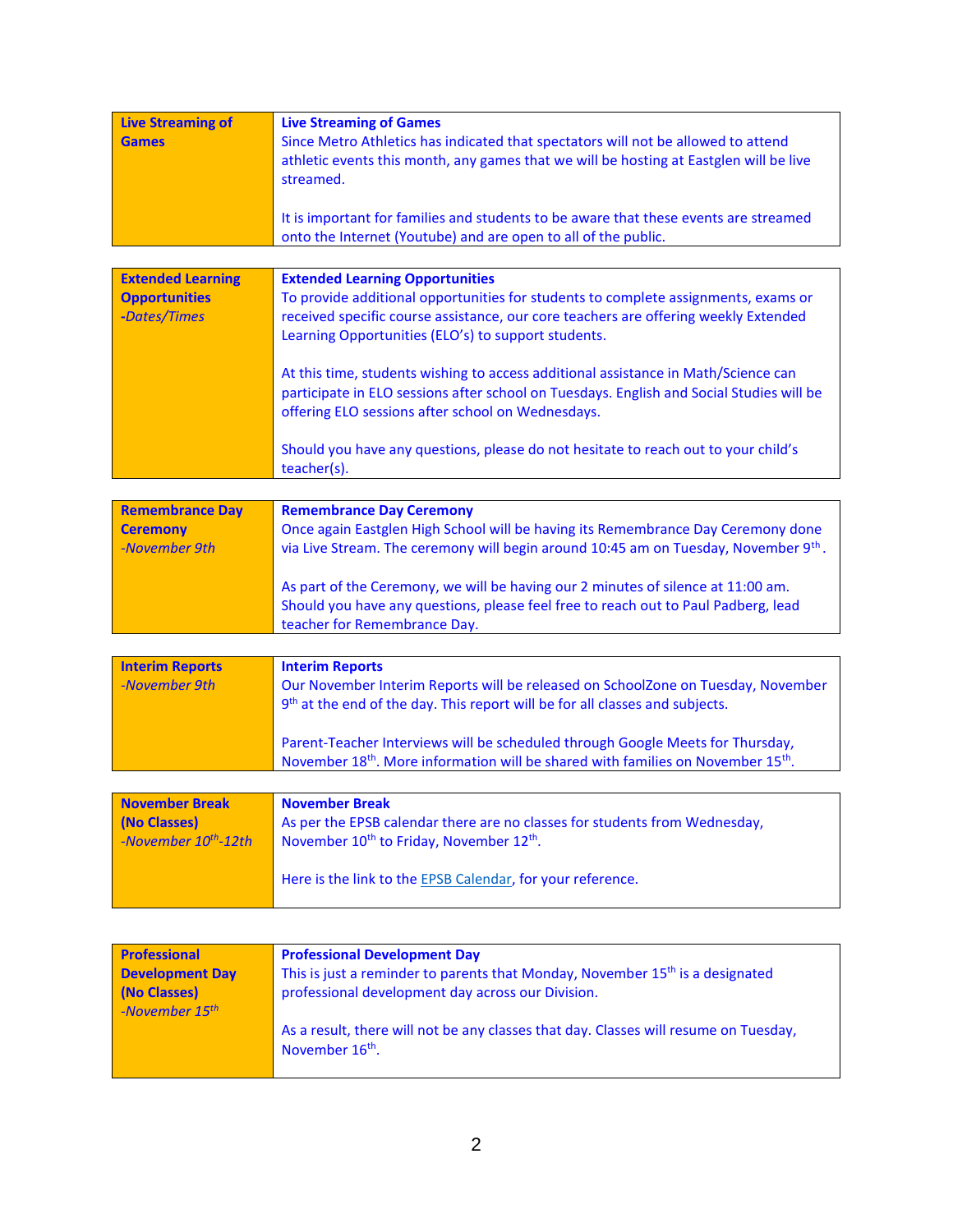| | |
|---|---|
| **Live Streaming of Games** | **Live Streaming of Games**<br>Since Metro Athletics has indicated that spectators will not be allowed to attend athletic events this month, any games that we will be hosting at Eastglen will be live streamed.<br><br>It is important for families and students to be aware that these events are streamed onto the Internet (Youtube) and are open to all of the public. |

| | |
|---|---|
| **Extended Learning Opportunities**<br>*-Dates/Times* | **Extended Learning Opportunities**<br>To provide additional opportunities for students to complete assignments, exams or received specific course assistance, our core teachers are offering weekly Extended Learning Opportunities (ELO's) to support students.<br><br>At this time, students wishing to access additional assistance in Math/Science can participate in ELO sessions after school on Tuesdays. English and Social Studies will be offering ELO sessions after school on Wednesdays.<br><br>Should you have any questions, please do not hesitate to reach out to your child's teacher(s). |

| | |
|---|---|
| **Remembrance Day Ceremony**<br>*-November 9th* | **Remembrance Day Ceremony**<br>Once again Eastglen High School will be having its Remembrance Day Ceremony done via Live Stream. The ceremony will begin around 10:45 am on Tuesday, November 9th.<br><br>As part of the Ceremony, we will be having our 2 minutes of silence at 11:00 am. Should you have any questions, please feel free to reach out to Paul Padberg, lead teacher for Remembrance Day. |

| | |
|---|---|
| **Interim Reports**<br>*-November 9th* | **Interim Reports**<br>Our November Interim Reports will be released on SchoolZone on Tuesday, November 9th at the end of the day. This report will be for all classes and subjects.<br><br>Parent-Teacher Interviews will be scheduled through Google Meets for Thursday, November 18th. More information will be shared with families on November 15th. |

| | |
|---|---|
| **November Break (No Classes)**<br>*-November 10th-12th* | **November Break**<br>As per the EPSB calendar there are no classes for students from Wednesday, November 10th to Friday, November 12th.<br><br>Here is the link to the EPSB Calendar, for your reference. |

| | |
|---|---|
| **Professional Development Day (No Classes)**<br>*-November 15th* | **Professional Development Day**<br>This is just a reminder to parents that Monday, November 15th is a designated professional development day across our Division.<br><br>As a result, there will not be any classes that day. Classes will resume on Tuesday, November 16th. |